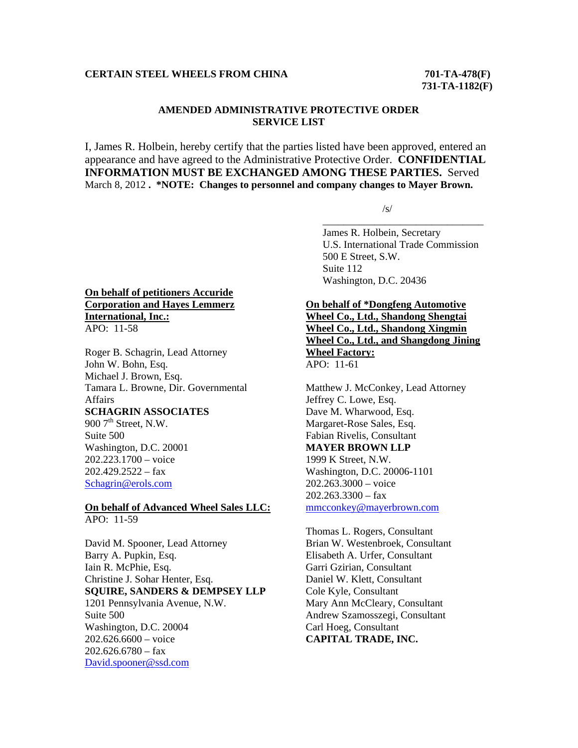**CERTAIN STEEL WHEELS FROM CHINA** **701-TA-478(F)**
**731-TA-1182(F)**

## AMENDED ADMINISTRATIVE PROTECTIVE ORDER SERVICE LIST

I, James R. Holbein, hereby certify that the parties listed have been approved, entered an appearance and have agreed to the Administrative Protective Order. **CONFIDENTIAL INFORMATION MUST BE EXCHANGED AMONG THESE PARTIES.** Served March 8, 2012 **. *NOTE: Changes to personnel and company changes to Mayer Brown.**

/s/
________________________________
James R. Holbein, Secretary
U.S. International Trade Commission
500 E Street, S.W.
Suite 112
Washington, D.C. 20436

**On behalf of petitioners Accuride Corporation and Hayes Lemmerz International, Inc.:**
APO: 11-58

Roger B. Schagrin, Lead Attorney
John W. Bohn, Esq.
Michael J. Brown, Esq.
Tamara L. Browne, Dir. Governmental Affairs
**SCHAGRIN ASSOCIATES**
900 7th Street, N.W.
Suite 500
Washington, D.C. 20001
202.223.1700 – voice
202.429.2522 – fax
Schagrin@erols.com

**On behalf of Advanced Wheel Sales LLC:**
APO: 11-59

David M. Spooner, Lead Attorney
Barry A. Pupkin, Esq.
Iain R. McPhie, Esq.
Christine J. Sohar Henter, Esq.
**SQUIRE, SANDERS & DEMPSEY LLP**
1201 Pennsylvania Avenue, N.W.
Suite 500
Washington, D.C. 20004
202.626.6600 – voice
202.626.6780 – fax
David.spooner@ssd.com

**On behalf of *Dongfeng Automotive Wheel Co., Ltd., Shandong Shengtai Wheel Co., Ltd., Shandong Xingmin Wheel Co., Ltd., and Shangdong Jining Wheel Factory:**
APO: 11-61

Matthew J. McConkey, Lead Attorney
Jeffrey C. Lowe, Esq.
Dave M. Wharwood, Esq.
Margaret-Rose Sales, Esq.
Fabian Rivelis, Consultant
**MAYER BROWN LLP**
1999 K Street, N.W.
Washington, D.C. 20006-1101
202.263.3000 – voice
202.263.3300 – fax
mmcconkey@mayerbrown.com

Thomas L. Rogers, Consultant
Brian W. Westenbroek, Consultant
Elisabeth A. Urfer, Consultant
Garri Gzirian, Consultant
Daniel W. Klett, Consultant
Cole Kyle, Consultant
Mary Ann McCleary, Consultant
Andrew Szamosszegi, Consultant
Carl Hoeg, Consultant
**CAPITAL TRADE, INC.**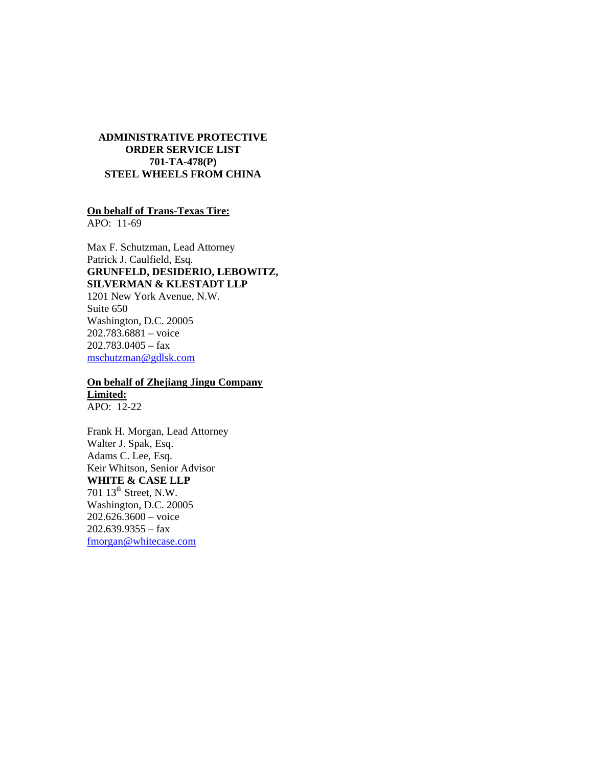**ADMINISTRATIVE PROTECTIVE ORDER SERVICE LIST**
**701-TA-478(P)**
**STEEL WHEELS FROM CHINA**

**On behalf of Trans-Texas Tire:**
APO: 11-69

Max F. Schutzman, Lead Attorney
Patrick J. Caulfield, Esq.
**GRUNFELD, DESIDERIO, LEBOWITZ, SILVERMAN & KLESTADT LLP**
1201 New York Avenue, N.W.
Suite 650
Washington, D.C. 20005
202.783.6881 – voice
202.783.0405 – fax
mschutzman@gdlsk.com

**On behalf of Zhejiang Jingu Company Limited:**
APO: 12-22

Frank H. Morgan, Lead Attorney
Walter J. Spak, Esq.
Adams C. Lee, Esq.
Keir Whitson, Senior Advisor
**WHITE & CASE LLP**
701 13th Street, N.W.
Washington, D.C. 20005
202.626.3600 – voice
202.639.9355 – fax
fmorgan@whitecase.com